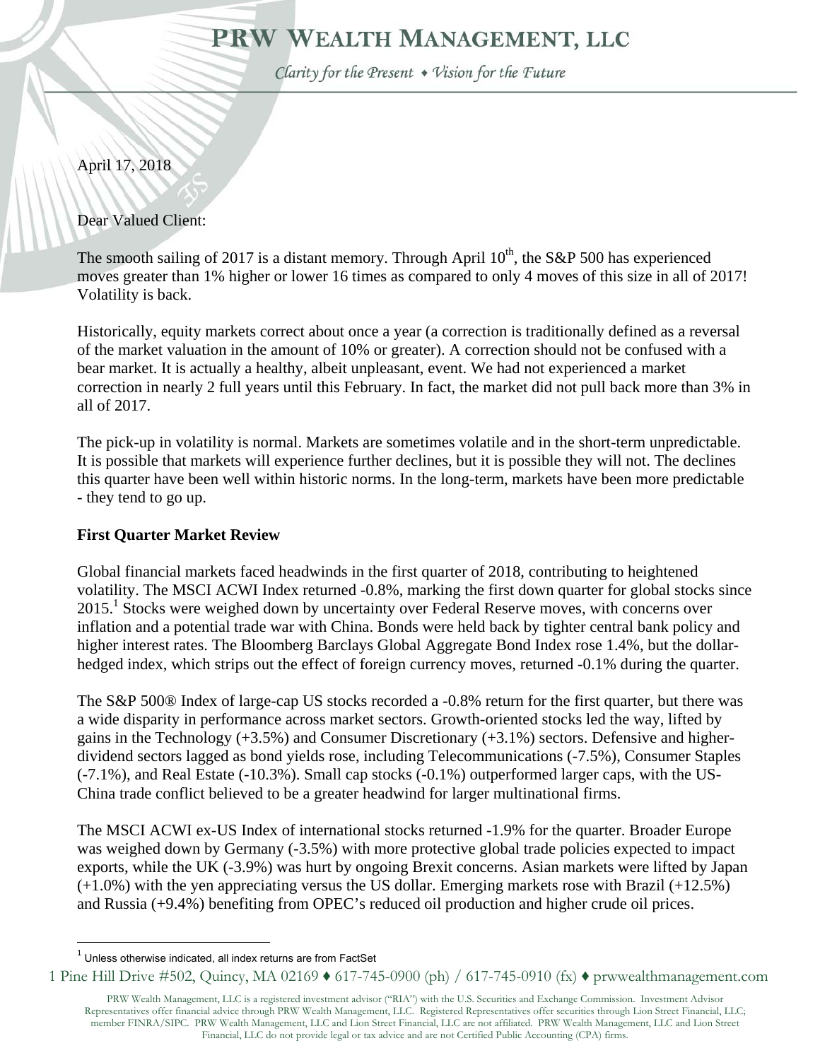# PRW Wealth Management, LLC

*Clarity for the Present ♦ Vision for the Future*

April 17, 2018

Dear Valued Client:

The smooth sailing of 2017 is a distant memory. Through April 10th, the S&P 500 has experienced moves greater than 1% higher or lower 16 times as compared to only 4 moves of this size in all of 2017! Volatility is back.

Historically, equity markets correct about once a year (a correction is traditionally defined as a reversal of the market valuation in the amount of 10% or greater). A correction should not be confused with a bear market. It is actually a healthy, albeit unpleasant, event. We had not experienced a market correction in nearly 2 full years until this February. In fact, the market did not pull back more than 3% in all of 2017.

The pick-up in volatility is normal. Markets are sometimes volatile and in the short-term unpredictable. It is possible that markets will experience further declines, but it is possible they will not. The declines this quarter have been well within historic norms. In the long-term, markets have been more predictable - they tend to go up.

**First Quarter Market Review**

Global financial markets faced headwinds in the first quarter of 2018, contributing to heightened volatility. The MSCI ACWI Index returned -0.8%, marking the first down quarter for global stocks since 2015.[1] Stocks were weighed down by uncertainty over Federal Reserve moves, with concerns over inflation and a potential trade war with China. Bonds were held back by tighter central bank policy and higher interest rates. The Bloomberg Barclays Global Aggregate Bond Index rose 1.4%, but the dollar-hedged index, which strips out the effect of foreign currency moves, returned -0.1% during the quarter.

The S&P 500® Index of large-cap US stocks recorded a -0.8% return for the first quarter, but there was a wide disparity in performance across market sectors. Growth-oriented stocks led the way, lifted by gains in the Technology (+3.5%) and Consumer Discretionary (+3.1%) sectors. Defensive and higher-dividend sectors lagged as bond yields rose, including Telecommunications (-7.5%), Consumer Staples (-7.1%), and Real Estate (-10.3%). Small cap stocks (-0.1%) outperformed larger caps, with the US-China trade conflict believed to be a greater headwind for larger multinational firms.

The MSCI ACWI ex-US Index of international stocks returned -1.9% for the quarter. Broader Europe was weighed down by Germany (-3.5%) with more protective global trade policies expected to impact exports, while the UK (-3.9%) was hurt by ongoing Brexit concerns. Asian markets were lifted by Japan (+1.0%) with the yen appreciating versus the US dollar. Emerging markets rose with Brazil (+12.5%) and Russia (+9.4%) benefiting from OPEC's reduced oil production and higher crude oil prices.

[1] Unless otherwise indicated, all index returns are from FactSet

1 Pine Hill Drive #502, Quincy, MA 02169 ♦ 617-745-0900 (ph) / 617-745-0910 (fx) ♦ prwwealthmanagement.com

PRW Wealth Management, LLC is a registered investment advisor ("RIA") with the U.S. Securities and Exchange Commission. Investment Advisor Representatives offer financial advice through PRW Wealth Management, LLC. Registered Representatives offer securities through Lion Street Financial, LLC; member FINRA/SIPC. PRW Wealth Management, LLC and Lion Street Financial, LLC are not affiliated. PRW Wealth Management, LLC and Lion Street Financial, LLC do not provide legal or tax advice and are not Certified Public Accounting (CPA) firms.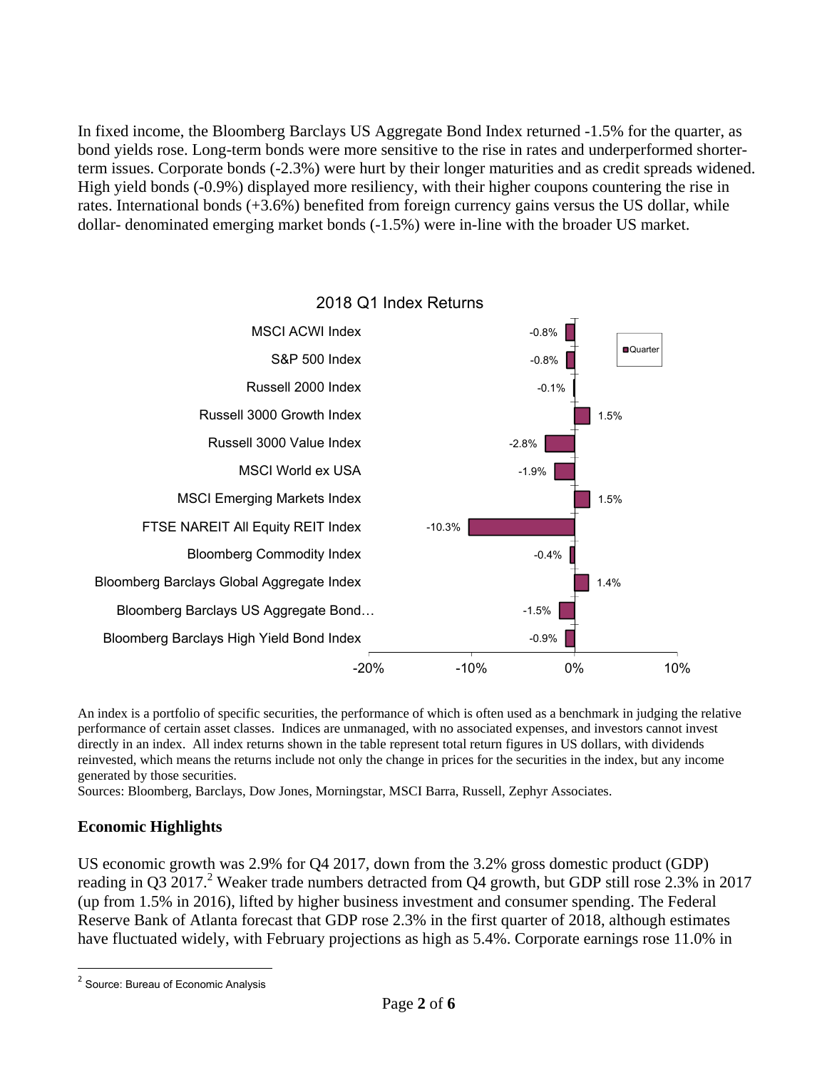In fixed income, the Bloomberg Barclays US Aggregate Bond Index returned -1.5% for the quarter, as bond yields rose. Long-term bonds were more sensitive to the rise in rates and underperformed shorter-term issues. Corporate bonds (-2.3%) were hurt by their longer maturities and as credit spreads widened. High yield bonds (-0.9%) displayed more resiliency, with their higher coupons countering the rise in rates. International bonds (+3.6%) benefited from foreign currency gains versus the US dollar, while dollar- denominated emerging market bonds (-1.5%) were in-line with the broader US market.

**2018 Q1 Index Returns**

| Index | Quarter |
|---|---|
| MSCI ACWI Index | -0.8% |
| S&P 500 Index | -0.8% |
| Russell 2000 Index | -0.1% |
| Russell 3000 Growth Index | 1.5% |
| Russell 3000 Value Index | -2.8% |
| MSCI World ex USA | -1.9% |
| MSCI Emerging Markets Index | 1.5% |
| FTSE NAREIT All Equity REIT Index | -10.3% |
| Bloomberg Commodity Index | -0.4% |
| Bloomberg Barclays Global Aggregate Index | 1.4% |
| Bloomberg Barclays US Aggregate Bond… | -1.5% |
| Bloomberg Barclays High Yield Bond Index | -0.9% |

An index is a portfolio of specific securities, the performance of which is often used as a benchmark in judging the relative performance of certain asset classes. Indices are unmanaged, with no associated expenses, and investors cannot invest directly in an index. All index returns shown in the table represent total return figures in US dollars, with dividends reinvested, which means the returns include not only the change in prices for the securities in the index, but any income generated by those securities.
Sources: Bloomberg, Barclays, Dow Jones, Morningstar, MSCI Barra, Russell, Zephyr Associates.

## Economic Highlights

US economic growth was 2.9% for Q4 2017, down from the 3.2% gross domestic product (GDP) reading in Q3 2017.[2] Weaker trade numbers detracted from Q4 growth, but GDP still rose 2.3% in 2017 (up from 1.5% in 2016), lifted by higher business investment and consumer spending. The Federal Reserve Bank of Atlanta forecast that GDP rose 2.3% in the first quarter of 2018, although estimates have fluctuated widely, with February projections as high as 5.4%. Corporate earnings rose 11.0% in

[2] Source: Bureau of Economic Analysis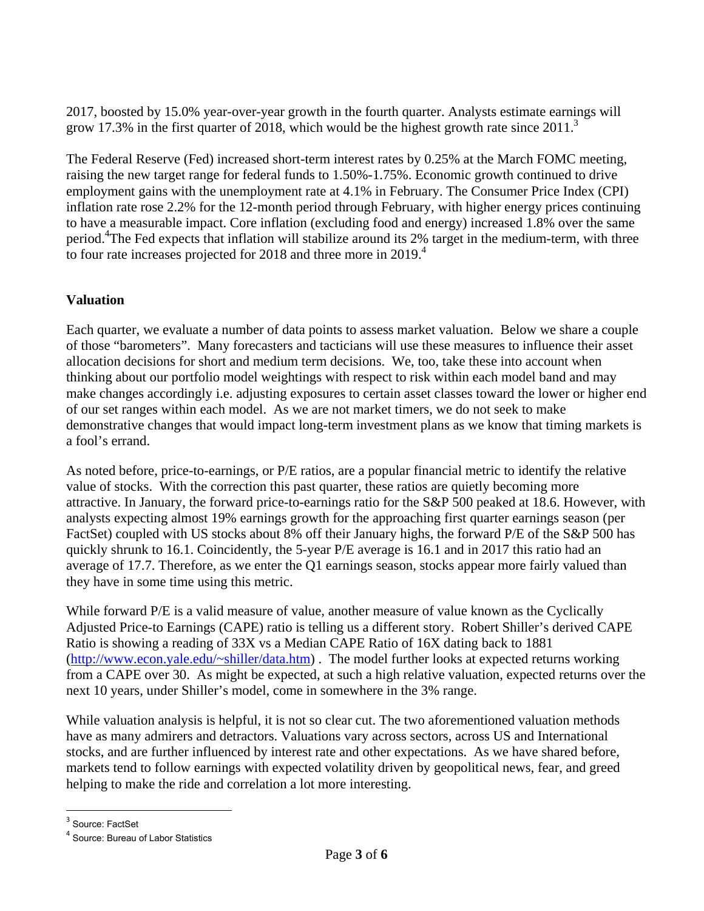2017, boosted by 15.0% year-over-year growth in the fourth quarter. Analysts estimate earnings will grow 17.3% in the first quarter of 2018, which would be the highest growth rate since 2011.[3]

The Federal Reserve (Fed) increased short-term interest rates by 0.25% at the March FOMC meeting, raising the new target range for federal funds to 1.50%-1.75%. Economic growth continued to drive employment gains with the unemployment rate at 4.1% in February. The Consumer Price Index (CPI) inflation rate rose 2.2% for the 12-month period through February, with higher energy prices continuing to have a measurable impact. Core inflation (excluding food and energy) increased 1.8% over the same period.[4]The Fed expects that inflation will stabilize around its 2% target in the medium-term, with three to four rate increases projected for 2018 and three more in 2019.[4]

## Valuation

Each quarter, we evaluate a number of data points to assess market valuation. Below we share a couple of those "barometers". Many forecasters and tacticians will use these measures to influence their asset allocation decisions for short and medium term decisions. We, too, take these into account when thinking about our portfolio model weightings with respect to risk within each model band and may make changes accordingly i.e. adjusting exposures to certain asset classes toward the lower or higher end of our set ranges within each model. As we are not market timers, we do not seek to make demonstrative changes that would impact long-term investment plans as we know that timing markets is a fool's errand.

As noted before, price-to-earnings, or P/E ratios, are a popular financial metric to identify the relative value of stocks. With the correction this past quarter, these ratios are quietly becoming more attractive. In January, the forward price-to-earnings ratio for the S&P 500 peaked at 18.6. However, with analysts expecting almost 19% earnings growth for the approaching first quarter earnings season (per FactSet) coupled with US stocks about 8% off their January highs, the forward P/E of the S&P 500 has quickly shrunk to 16.1. Coincidently, the 5-year P/E average is 16.1 and in 2017 this ratio had an average of 17.7. Therefore, as we enter the Q1 earnings season, stocks appear more fairly valued than they have in some time using this metric.

While forward P/E is a valid measure of value, another measure of value known as the Cyclically Adjusted Price-to Earnings (CAPE) ratio is telling us a different story. Robert Shiller's derived CAPE Ratio is showing a reading of 33X vs a Median CAPE Ratio of 16X dating back to 1881 (http://www.econ.yale.edu/~shiller/data.htm) . The model further looks at expected returns working from a CAPE over 30. As might be expected, at such a high relative valuation, expected returns over the next 10 years, under Shiller's model, come in somewhere in the 3% range.

While valuation analysis is helpful, it is not so clear cut. The two aforementioned valuation methods have as many admirers and detractors. Valuations vary across sectors, across US and International stocks, and are further influenced by interest rate and other expectations. As we have shared before, markets tend to follow earnings with expected volatility driven by geopolitical news, fear, and greed helping to make the ride and correlation a lot more interesting.

---

[3] Source: FactSet

[4] Source: Bureau of Labor Statistics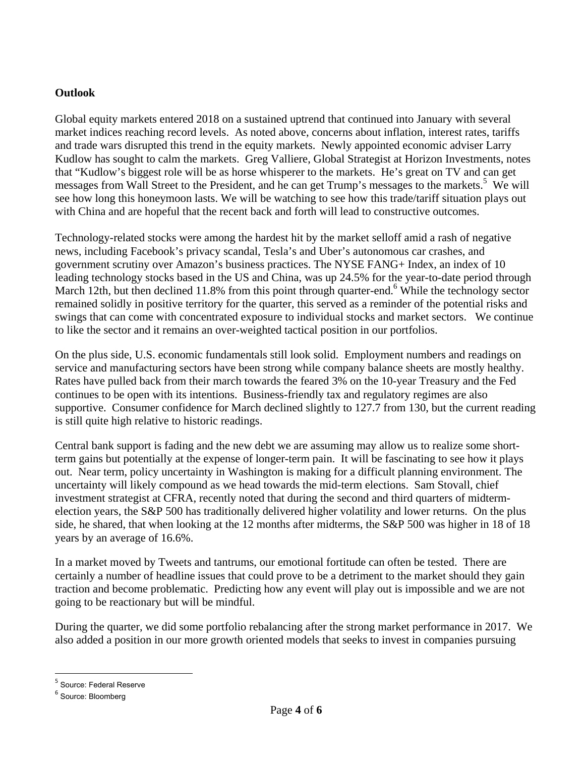**Outlook**

Global equity markets entered 2018 on a sustained uptrend that continued into January with several market indices reaching record levels. As noted above, concerns about inflation, interest rates, tariffs and trade wars disrupted this trend in the equity markets. Newly appointed economic adviser Larry Kudlow has sought to calm the markets. Greg Valliere, Global Strategist at Horizon Investments, notes that "Kudlow's biggest role will be as horse whisperer to the markets. He's great on TV and can get messages from Wall Street to the President, and he can get Trump's messages to the markets.[5] We will see how long this honeymoon lasts. We will be watching to see how this trade/tariff situation plays out with China and are hopeful that the recent back and forth will lead to constructive outcomes.

Technology-related stocks were among the hardest hit by the market selloff amid a rash of negative news, including Facebook's privacy scandal, Tesla's and Uber's autonomous car crashes, and government scrutiny over Amazon's business practices. The NYSE FANG+ Index, an index of 10 leading technology stocks based in the US and China, was up 24.5% for the year-to-date period through March 12th, but then declined 11.8% from this point through quarter-end.[6] While the technology sector remained solidly in positive territory for the quarter, this served as a reminder of the potential risks and swings that can come with concentrated exposure to individual stocks and market sectors. We continue to like the sector and it remains an over-weighted tactical position in our portfolios.

On the plus side, U.S. economic fundamentals still look solid. Employment numbers and readings on service and manufacturing sectors have been strong while company balance sheets are mostly healthy. Rates have pulled back from their march towards the feared 3% on the 10-year Treasury and the Fed continues to be open with its intentions. Business-friendly tax and regulatory regimes are also supportive. Consumer confidence for March declined slightly to 127.7 from 130, but the current reading is still quite high relative to historic readings.

Central bank support is fading and the new debt we are assuming may allow us to realize some short-term gains but potentially at the expense of longer-term pain. It will be fascinating to see how it plays out. Near term, policy uncertainty in Washington is making for a difficult planning environment. The uncertainty will likely compound as we head towards the mid-term elections. Sam Stovall, chief investment strategist at CFRA, recently noted that during the second and third quarters of midterm-election years, the S&P 500 has traditionally delivered higher volatility and lower returns. On the plus side, he shared, that when looking at the 12 months after midterms, the S&P 500 was higher in 18 of 18 years by an average of 16.6%.

In a market moved by Tweets and tantrums, our emotional fortitude can often be tested. There are certainly a number of headline issues that could prove to be a detriment to the market should they gain traction and become problematic. Predicting how any event will play out is impossible and we are not going to be reactionary but will be mindful.

During the quarter, we did some portfolio rebalancing after the strong market performance in 2017. We also added a position in our more growth oriented models that seeks to invest in companies pursuing

---

[5] Source: Federal Reserve

[6] Source: Bloomberg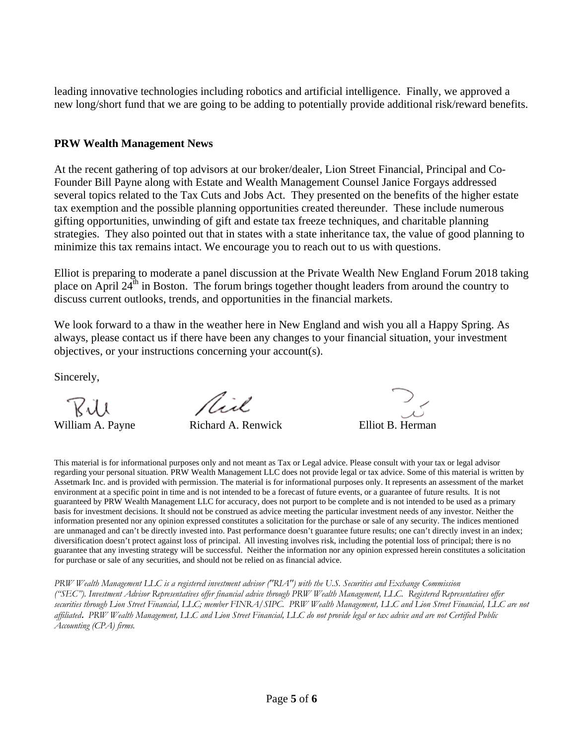leading innovative technologies including robotics and artificial intelligence. Finally, we approved a new long/short fund that we are going to be adding to potentially provide additional risk/reward benefits.

**PRW Wealth Management News**

At the recent gathering of top advisors at our broker/dealer, Lion Street Financial, Principal and Co-Founder Bill Payne along with Estate and Wealth Management Counsel Janice Forgays addressed several topics related to the Tax Cuts and Jobs Act. They presented on the benefits of the higher estate tax exemption and the possible planning opportunities created thereunder. These include numerous gifting opportunities, unwinding of gift and estate tax freeze techniques, and charitable planning strategies. They also pointed out that in states with a state inheritance tax, the value of good planning to minimize this tax remains intact. We encourage you to reach out to us with questions.

Elliot is preparing to moderate a panel discussion at the Private Wealth New England Forum 2018 taking place on April 24th in Boston. The forum brings together thought leaders from around the country to discuss current outlooks, trends, and opportunities in the financial markets.

We look forward to a thaw in the weather here in New England and wish you all a Happy Spring. As always, please contact us if there have been any changes to your financial situation, your investment objectives, or your instructions concerning your account(s).

Sincerely,

William A. Payne    Richard A. Renwick    Elliot B. Herman

This material is for informational purposes only and not meant as Tax or Legal advice. Please consult with your tax or legal advisor regarding your personal situation. PRW Wealth Management LLC does not provide legal or tax advice. Some of this material is written by Assetmark Inc. and is provided with permission. The material is for informational purposes only. It represents an assessment of the market environment at a specific point in time and is not intended to be a forecast of future events, or a guarantee of future results. It is not guaranteed by PRW Wealth Management LLC for accuracy, does not purport to be complete and is not intended to be used as a primary basis for investment decisions. It should not be construed as advice meeting the particular investment needs of any investor. Neither the information presented nor any opinion expressed constitutes a solicitation for the purchase or sale of any security. The indices mentioned are unmanaged and can't be directly invested into. Past performance doesn't guarantee future results; one can't directly invest in an index; diversification doesn't protect against loss of principal. All investing involves risk, including the potential loss of principal; there is no guarantee that any investing strategy will be successful. Neither the information nor any opinion expressed herein constitutes a solicitation for purchase or sale of any securities, and should not be relied on as financial advice.

*PRW Wealth Management LLC is a registered investment advisor ("RIA") with the U.S. Securities and Exchange Commission ("SEC"). Investment Advisor Representatives offer financial advice through PRW Wealth Management, LLC. Registered Representatives offer securities through Lion Street Financial, LLC; member FINRA/SIPC. PRW Wealth Management, LLC and Lion Street Financial, LLC are not affiliated. PRW Wealth Management, LLC and Lion Street Financial, LLC do not provide legal or tax advice and are not Certified Public Accounting (CPA) firms.*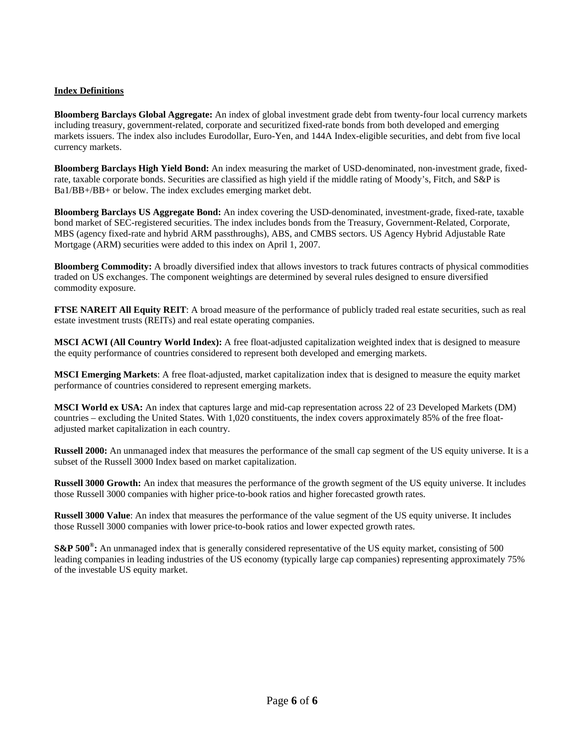**Index Definitions**

**Bloomberg Barclays Global Aggregate:** An index of global investment grade debt from twenty-four local currency markets including treasury, government-related, corporate and securitized fixed-rate bonds from both developed and emerging markets issuers. The index also includes Eurodollar, Euro-Yen, and 144A Index-eligible securities, and debt from five local currency markets.

**Bloomberg Barclays High Yield Bond:** An index measuring the market of USD-denominated, non-investment grade, fixed-rate, taxable corporate bonds. Securities are classified as high yield if the middle rating of Moody's, Fitch, and S&P is Ba1/BB+/BB+ or below. The index excludes emerging market debt.

**Bloomberg Barclays US Aggregate Bond:** An index covering the USD-denominated, investment-grade, fixed-rate, taxable bond market of SEC-registered securities. The index includes bonds from the Treasury, Government-Related, Corporate, MBS (agency fixed-rate and hybrid ARM passthroughs), ABS, and CMBS sectors. US Agency Hybrid Adjustable Rate Mortgage (ARM) securities were added to this index on April 1, 2007.

**Bloomberg Commodity:** A broadly diversified index that allows investors to track futures contracts of physical commodities traded on US exchanges. The component weightings are determined by several rules designed to ensure diversified commodity exposure.

**FTSE NAREIT All Equity REIT**: A broad measure of the performance of publicly traded real estate securities, such as real estate investment trusts (REITs) and real estate operating companies.

**MSCI ACWI (All Country World Index):** A free float-adjusted capitalization weighted index that is designed to measure the equity performance of countries considered to represent both developed and emerging markets.

**MSCI Emerging Markets**: A free float-adjusted, market capitalization index that is designed to measure the equity market performance of countries considered to represent emerging markets.

**MSCI World ex USA:** An index that captures large and mid-cap representation across 22 of 23 Developed Markets (DM) countries – excluding the United States. With 1,020 constituents, the index covers approximately 85% of the free float-adjusted market capitalization in each country.

**Russell 2000:** An unmanaged index that measures the performance of the small cap segment of the US equity universe. It is a subset of the Russell 3000 Index based on market capitalization.

**Russell 3000 Growth:** An index that measures the performance of the growth segment of the US equity universe. It includes those Russell 3000 companies with higher price-to-book ratios and higher forecasted growth rates.

**Russell 3000 Value**: An index that measures the performance of the value segment of the US equity universe. It includes those Russell 3000 companies with lower price-to-book ratios and lower expected growth rates.

**S&P 500®:** An unmanaged index that is generally considered representative of the US equity market, consisting of 500 leading companies in leading industries of the US economy (typically large cap companies) representing approximately 75% of the investable US equity market.